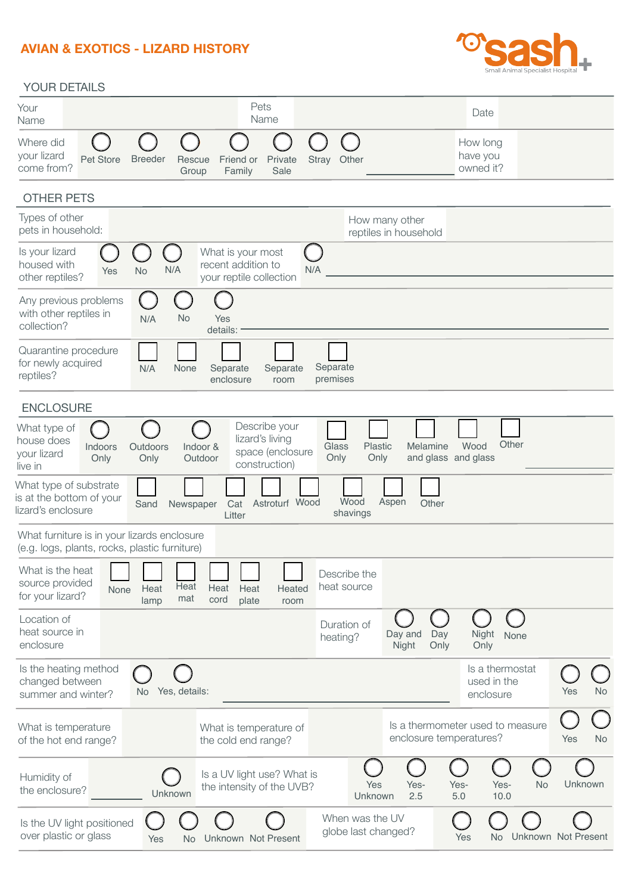# AVIAN & EXOTICS - LIZARD HISTORY

sash Small Animal Specialist Hospital

## YOUR DETAILS

| Your Name | | Pets Name | | Date | |
|---|---|---|---|---|---|

Where did your lizard come from? ○ Pet Store ○ Breeder ○ Rescue Group ○ Friend or Family ○ Private Sale ○ Stray ○ Other ________

How long have you owned it?

## OTHER PETS

| Types of other pets in household: | | How many other reptiles in household | |
|---|---|---|---|

Is your lizard housed with other reptiles? ○ Yes ○ No ○ N/A

What is your most recent addition to your reptile collection ○ N/A ________

Any previous problems with other reptiles in collection? ○ N/A ○ No ○ Yes details: ________

Quarantine procedure for newly acquired reptiles? ☐ N/A ☐ None ☐ Separate enclosure ☐ Separate room ☐ Separate premises

## ENCLOSURE

What type of house does your lizard live in ○ Indoors Only ○ Outdoors Only ○ Indoor & Outdoor

Describe your lizard's living space (enclosure construction) ☐ Glass Only ☐ Plastic Only ☐ Melamine and glass ☐ Wood and glass ☐ Other ________

What type of substrate is at the bottom of your lizard's enclosure ☐ Sand ☐ Newspaper ☐ Cat Litter ☐ Astroturf ☐ Wood ☐ Wood shavings ☐ Aspen ☐ Other

What furniture is in your lizards enclosure (e.g. logs, plants, rocks, plastic furniture)

What is the heat source provided for your lizard? ☐ None ☐ Heat lamp ☐ Heat mat ☐ Heat cord ☐ Heat plate ☐ Heated room

Describe the heat source

Location of heat source in enclosure

Duration of heating? ○ Day and Night ○ Day Only ○ Night Only ○ None

Is the heating method changed between summer and winter? ○ No ○ Yes, details: ________

Is a thermostat used in the enclosure ○ Yes ○ No

What is temperature of the hot end range?

What is temperature of the cold end range?

Is a thermometer used to measure enclosure temperatures? ○ Yes ○ No

Humidity of the enclosure? ________ ○ Unknown

Is a UV light use? What is the intensity of the UVB? ○ Yes Unknown ○ Yes- 2.5 ○ Yes- 5.0 ○ Yes- 10.0 ○ No ○ Unknown

Is the UV light positioned over plastic or glass ○ Yes ○ No ○ Unknown ○ Not Present

When was the UV globe last changed? ○ Yes ○ No ○ Unknown ○ Not Present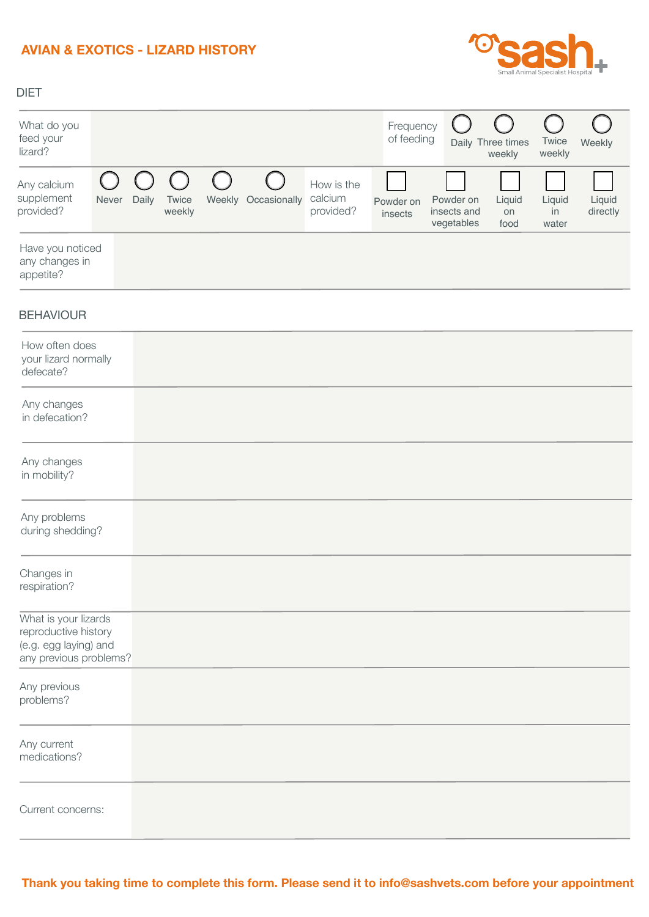## AVIAN & EXOTICS - LIZARD HISTORY

sash Small Animal Specialist Hospital

### DIET

| | | | | | | |
|---|---|---|---|---|---|---|
| What do you feed your lizard? | | Frequency of feeding | ◯ Daily | ◯ Three times weekly | ◯ Twice weekly | ◯ Weekly |

| | | | | | | | | | | | |
|---|---|---|---|---|---|---|---|---|---|---|---|
| Any calcium supplement provided? | ◯ Never | ◯ Daily | ◯ Twice weekly | ◯ Weekly | ◯ Occasionally | How is the calcium provided? | ☐ Powder on insects | ☐ Powder on insects and vegetables | ☐ Liquid on food | ☐ Liquid in water | ☐ Liquid directly |

| | |
|---|---|
| Have you noticed any changes in appetite? | |

### BEHAVIOUR

| | |
|---|---|
| How often does your lizard normally defecate? | |
| Any changes in defecation? | |
| Any changes in mobility? | |
| Any problems during shedding? | |
| Changes in respiration? | |
| What is your lizards reproductive history (e.g. egg laying) and any previous problems? | |
| Any previous problems? | |
| Any current medications? | |
| Current concerns: | |

**Thank you taking time to complete this form. Please send it to info@sashvets.com before your appointment**